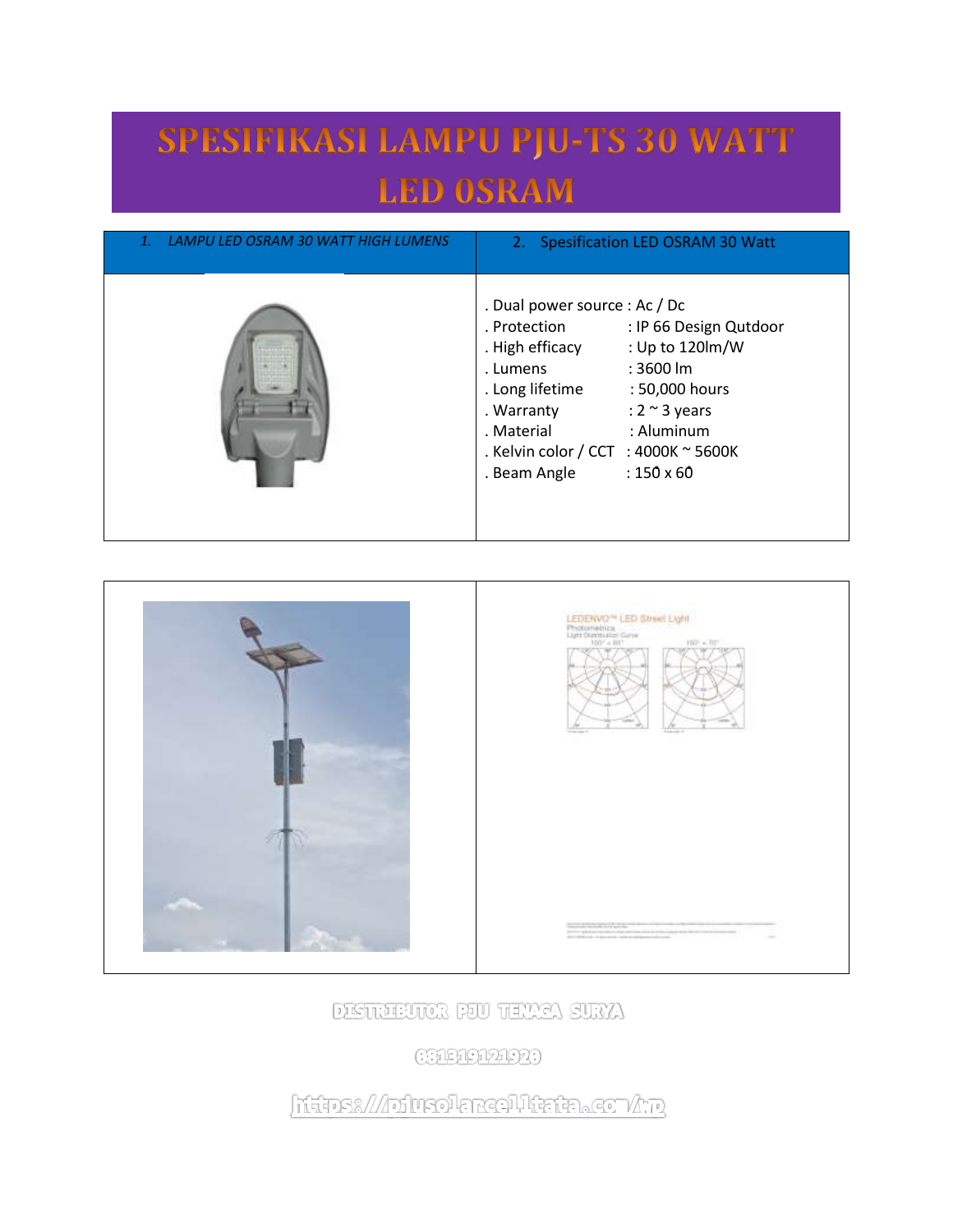# SPESIFIKASI LAMPU PJU-TS 30 WATT LED 0SRAM

| 1. *LAMPU LED OSRAM 30 WATT HIGH LUMENS* | 2. Spesification LED OSRAM 30 Watt |
|---|---|
| | . Dual power source : Ac / Dc<br>. Protection : IP 66 Design Qutdoor<br>. High efficacy : Up to 120lm/W<br>. Lumens : 3600 lm<br>. Long lifetime : 50,000 hours<br>. Warranty : 2 ~ 3 years<br>. Material : Aluminum<br>. Kelvin color / CCT : 4000K ~ 5600K<br>. Beam Angle : 150̂ x 60̂ |

LEDENVO™ LED Street Light

Photometrics

Light Distribution Curve

DISTRIBUTOR PJU TENAGA SURYA

081319121920

https://pjusolarcelltata.com/wp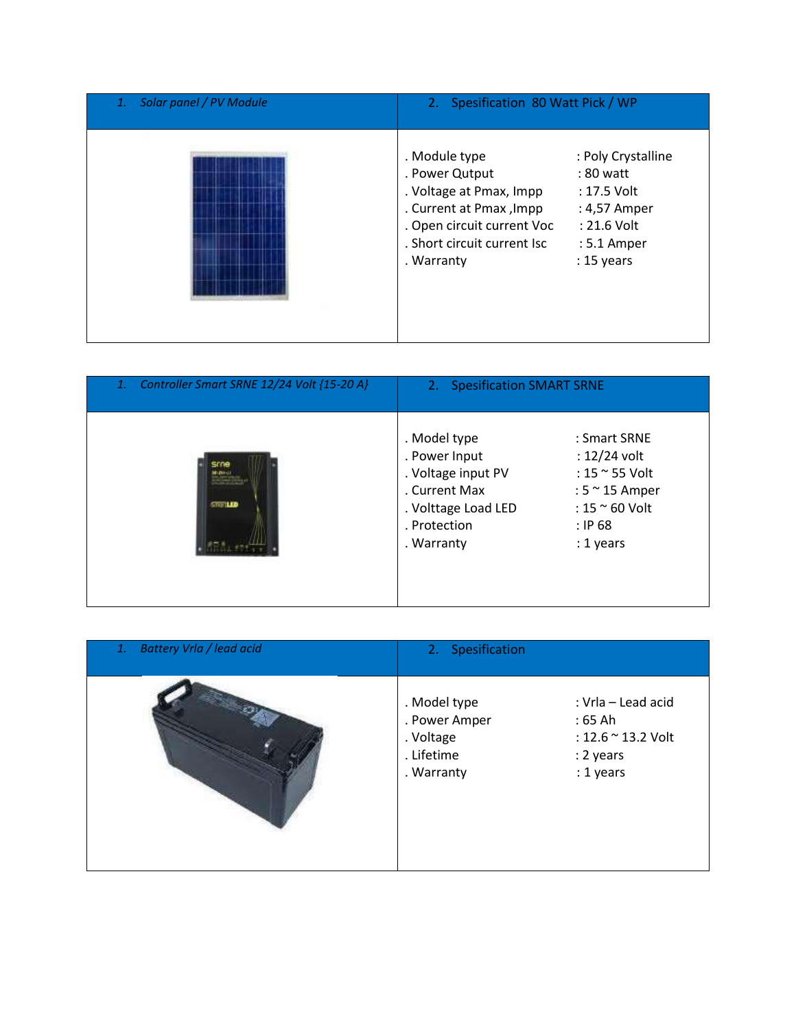| 1. *Solar panel / PV Module* | 2. Spesification 80 Watt Pick / WP |
| --- | --- |
| | . Module type : Poly Crystalline<br>. Power Qutput : 80 watt<br>. Voltage at Pmax, Impp : 17.5 Volt<br>. Current at Pmax ,Impp : 4,57 Amper<br>. Open circuit current Voc : 21.6 Volt<br>. Short circuit current Isc : 5.1 Amper<br>. Warranty : 15 years |

| 1. *Controller Smart SRNE 12/24 Volt {15-20 A}* | 2. Spesification SMART SRNE |
| --- | --- |
| | . Model type : Smart SRNE<br>. Power Input : 12/24 volt<br>. Voltage input PV : 15 ~ 55 Volt<br>. Current Max : 5 ~ 15 Amper<br>. Volttage Load LED : 15 ~ 60 Volt<br>. Protection : IP 68<br>. Warranty : 1 years |

| 1. *Battery Vrla / lead acid* | 2. Spesification |
| --- | --- |
| | . Model type : Vrla – Lead acid<br>. Power Amper : 65 Ah<br>. Voltage : 12.6 ~ 13.2 Volt<br>. Lifetime : 2 years<br>. Warranty : 1 years |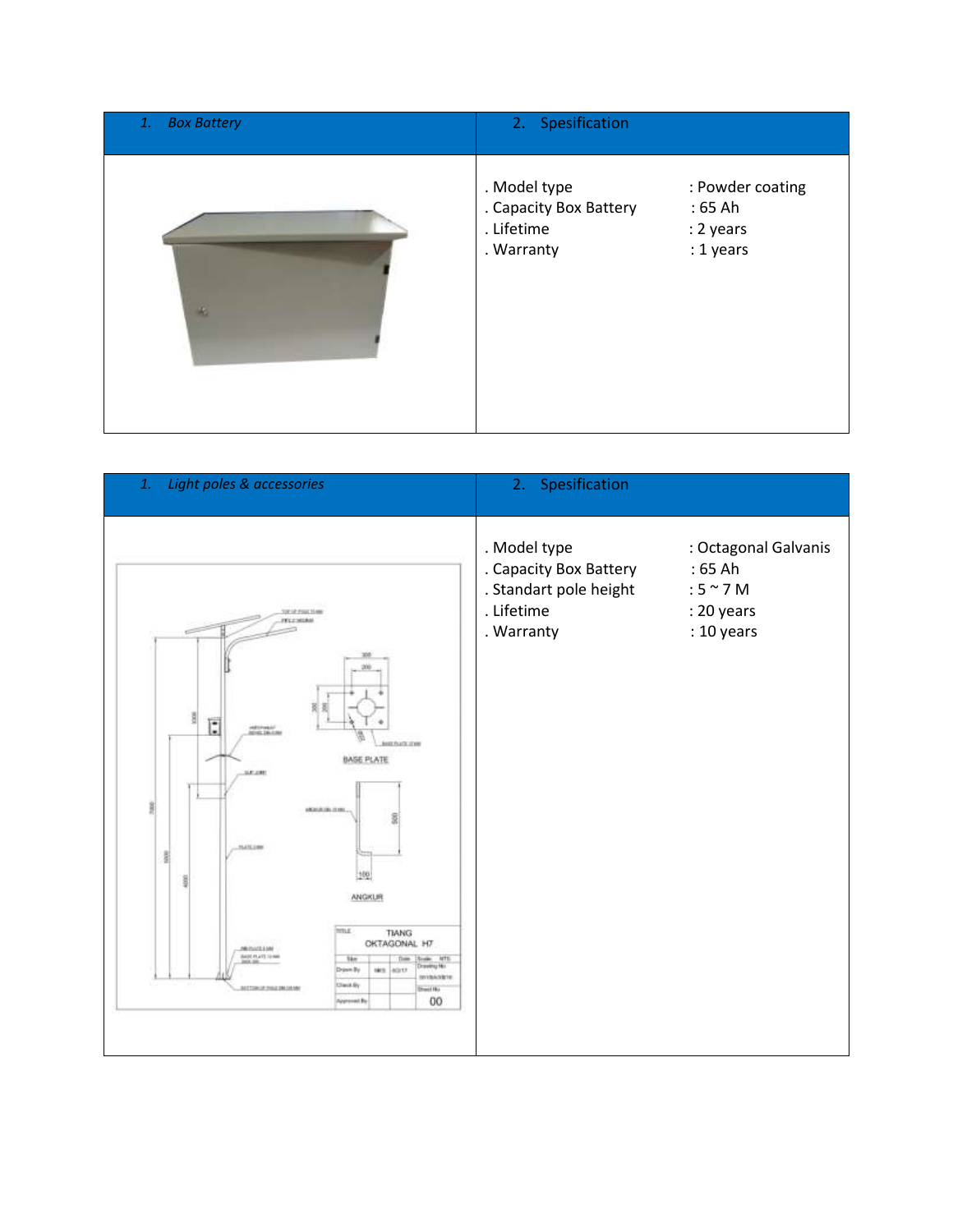| 1. *Box Battery* | 2. Spesification |
|---|---|
| | . Model type : Powder coating<br>. Capacity Box Battery : 65 Ah<br>. Lifetime : 2 years<br>. Warranty : 1 years |

| 1. *Light poles & accessories* | 2. Spesification |
|---|---|
| BASE PLATE<br>ANGKUR<br>TIANG OKTAGONAL H7 | . Model type : Octagonal Galvanis<br>. Capacity Box Battery : 65 Ah<br>. Standart pole height : 5 ~ 7 M<br>. Lifetime : 20 years<br>. Warranty : 10 years |